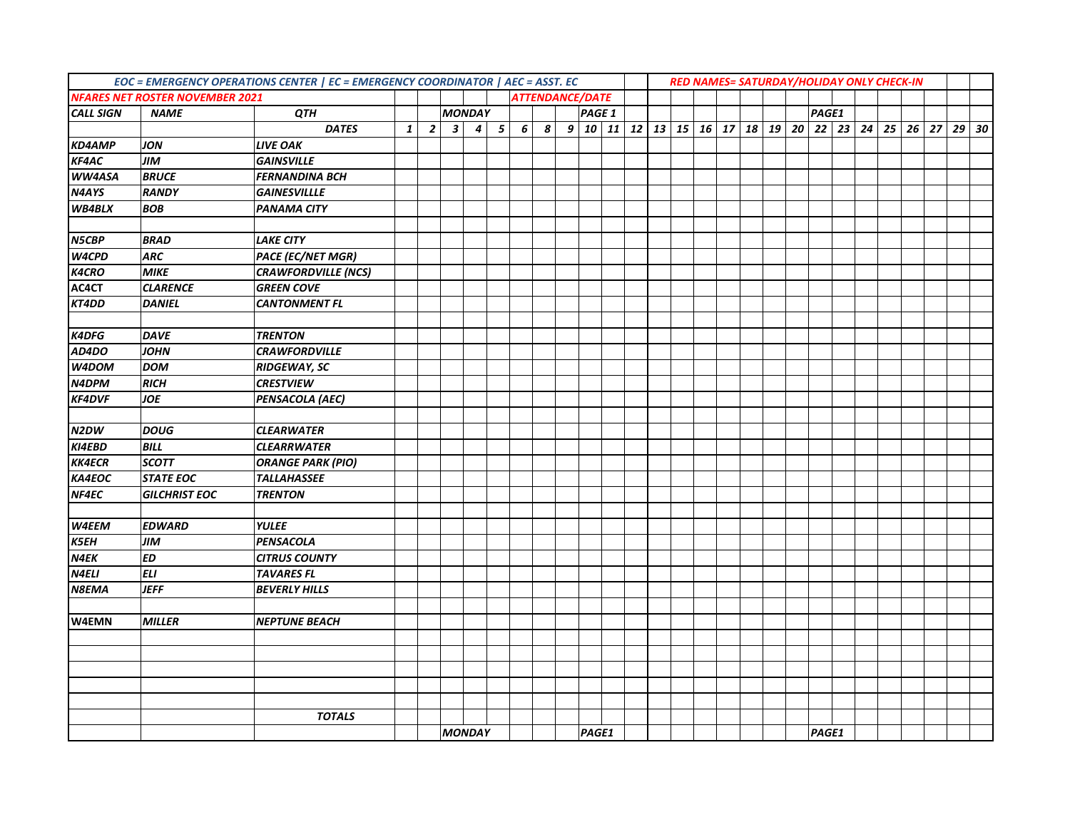| EOC = EMERGENCY OPERATIONS CENTER \| EC = EMERGENCY COORDINATOR \| AEC = ASST. EC | | | | | | | | | | | | | | | | RED NAMES= SATURDAY/HOLIDAY ONLY CHECK-IN | | | | | | | | | | | | | | |
|---|---|---|---|---|---|---|---|---|---|---|---|---|---|---|---|---|---|---|---|---|---|---|---|---|---|---|---|---|---|
| NFARES NET ROSTER NOVEMBER 2021 | | | | | | | | ATTENDANCE/DATE | | | | | | | | | | | | | | | | | | | | | |
| CALL SIGN | NAME | QTH | | | MONDAY | | | | | | PAGE 1 | | | | | | | | | | | PAGE1 | | | | | | | |
| | | DATES | 1 | 2 | 3 | 4 | 5 | 6 | 8 | 9 | 10 | 11 | 12 | 13 | 15 | 16 | 17 | 18 | 19 | 20 | 22 | 23 | 24 | 25 | 26 | 27 | 29 | 30 |
| KD4AMP | JON | LIVE OAK | | | | | | | | | | | | | | | | | | | | | | | | | | |
| KF4AC | JIM | GAINSVILLE | | | | | | | | | | | | | | | | | | | | | | | | | | |
| WW4ASA | BRUCE | FERNANDINA BCH | | | | | | | | | | | | | | | | | | | | | | | | | | |
| N4AYS | RANDY | GAINESVILLLE | | | | | | | | | | | | | | | | | | | | | | | | | | |
| WB4BLX | BOB | PANAMA CITY | | | | | | | | | | | | | | | | | | | | | | | | | | |
| | | | | | | | | | | | | | | | | | | | | | | | | | | | | |
| N5CBP | BRAD | LAKE CITY | | | | | | | | | | | | | | | | | | | | | | | | | | |
| W4CPD | ARC | PACE (EC/NET MGR) | | | | | | | | | | | | | | | | | | | | | | | | | | |
| K4CRO | MIKE | CRAWFORDVILLE (NCS) | | | | | | | | | | | | | | | | | | | | | | | | | | |
| AC4CT | CLARENCE | GREEN COVE | | | | | | | | | | | | | | | | | | | | | | | | | | |
| KT4DD | DANIEL | CANTONMENT FL | | | | | | | | | | | | | | | | | | | | | | | | | | |
| | | | | | | | | | | | | | | | | | | | | | | | | | | | | |
| K4DFG | DAVE | TRENTON | | | | | | | | | | | | | | | | | | | | | | | | | | |
| AD4DO | JOHN | CRAWFORDVILLE | | | | | | | | | | | | | | | | | | | | | | | | | | |
| W4DOM | DOM | RIDGEWAY, SC | | | | | | | | | | | | | | | | | | | | | | | | | | |
| N4DPM | RICH | CRESTVIEW | | | | | | | | | | | | | | | | | | | | | | | | | | |
| KF4DVF | JOE | PENSACOLA (AEC) | | | | | | | | | | | | | | | | | | | | | | | | | | |
| | | | | | | | | | | | | | | | | | | | | | | | | | | | | |
| N2DW | DOUG | CLEARWATER | | | | | | | | | | | | | | | | | | | | | | | | | | |
| KI4EBD | BILL | CLEARRWATER | | | | | | | | | | | | | | | | | | | | | | | | | | |
| KK4ECR | SCOTT | ORANGE PARK (PIO) | | | | | | | | | | | | | | | | | | | | | | | | | | |
| KA4EOC | STATE EOC | TALLAHASSEE | | | | | | | | | | | | | | | | | | | | | | | | | | |
| NF4EC | GILCHRIST EOC | TRENTON | | | | | | | | | | | | | | | | | | | | | | | | | | |
| | | | | | | | | | | | | | | | | | | | | | | | | | | | | |
| W4EEM | EDWARD | YULEE | | | | | | | | | | | | | | | | | | | | | | | | | | |
| K5EH | JIM | PENSACOLA | | | | | | | | | | | | | | | | | | | | | | | | | | |
| N4EK | ED | CITRUS COUNTY | | | | | | | | | | | | | | | | | | | | | | | | | | |
| N4ELI | ELI | TAVARES FL | | | | | | | | | | | | | | | | | | | | | | | | | | |
| N8EMA | JEFF | BEVERLY HILLS | | | | | | | | | | | | | | | | | | | | | | | | | | |
| | | | | | | | | | | | | | | | | | | | | | | | | | | | | |
| W4EMN | MILLER | NEPTUNE BEACH | | | | | | | | | | | | | | | | | | | | | | | | | | |
| | | | | | | | | | | | | | | | | | | | | | | | | | | | | |
| | | | | | | | | | | | | | | | | | | | | | | | | | | | | |
| | | | | | | | | | | | | | | | | | | | | | | | | | | | | |
| | | | | | | | | | | | | | | | | | | | | | | | | | | | | |
| | | | | | | | | | | | | | | | | | | | | | | | | | | | | |
| | | TOTALS | | | | | | | | | | | | | | | | | | | | | | | | | | |
| | | | | | MONDAY | | | | | | PAGE1 | | | | | | | | | | | PAGE1 | | | | | | | |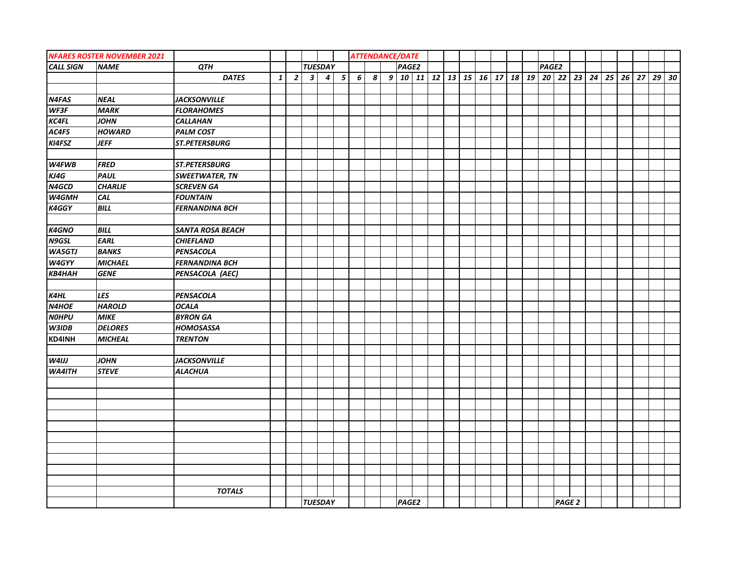| NFARES ROSTER NOVEMBER 2021 | | | | | | | | ATTENDANCE/DATE | | | | | | | | | | | | | | | | | | | | |
|---|---|---|---|---|---|---|---|---|---|---|---|---|---|---|---|---|---|---|---|---|---|---|---|---|---|---|---|---|
| CALL SIGN | NAME | QTH | | | TUESDAY | | | | | | PAGE2 | | | | | | | | | PAGE2 | | | | | | | | |
| | | DATES | 1 | 2 | 3 | 4 | 5 | 6 | 8 | 9 | 10 | 11 | 12 | 13 | 15 | 16 | 17 | 18 | 19 | 20 | 22 | 23 | 24 | 25 | 26 | 27 | 29 | 30 |
| | | | | | | | | | | | | | | | | | | | | | | | | | | | | |
| N4FAS | NEAL | JACKSONVILLE | | | | | | | | | | | | | | | | | | | | | | | | | | |
| WF3F | MARK | FLORAHOMES | | | | | | | | | | | | | | | | | | | | | | | | | | |
| KC4FL | JOHN | CALLAHAN | | | | | | | | | | | | | | | | | | | | | | | | | | |
| AC4FS | HOWARD | PALM COST | | | | | | | | | | | | | | | | | | | | | | | | | | |
| KI4FSZ | JEFF | ST.PETERSBURG | | | | | | | | | | | | | | | | | | | | | | | | | | |
| | | | | | | | | | | | | | | | | | | | | | | | | | | | | |
| W4FWB | FRED | ST.PETERSBURG | | | | | | | | | | | | | | | | | | | | | | | | | | |
| KJ4G | PAUL | SWEETWATER, TN | | | | | | | | | | | | | | | | | | | | | | | | | | |
| N4GCD | CHARLIE | SCREVEN GA | | | | | | | | | | | | | | | | | | | | | | | | | | |
| W4GMH | CAL | FOUNTAIN | | | | | | | | | | | | | | | | | | | | | | | | | | |
| K4GGY | BILL | FERNANDINA BCH | | | | | | | | | | | | | | | | | | | | | | | | | | |
| | | | | | | | | | | | | | | | | | | | | | | | | | | | | |
| K4GNO | BILL | SANTA ROSA BEACH | | | | | | | | | | | | | | | | | | | | | | | | | | |
| N9GSL | EARL | CHIEFLAND | | | | | | | | | | | | | | | | | | | | | | | | | | |
| WA5GTJ | BANKS | PENSACOLA | | | | | | | | | | | | | | | | | | | | | | | | | | |
| W4GYY | MICHAEL | FERNANDINA BCH | | | | | | | | | | | | | | | | | | | | | | | | | | |
| KB4HAH | GENE | PENSACOLA (AEC) | | | | | | | | | | | | | | | | | | | | | | | | | | |
| | | | | | | | | | | | | | | | | | | | | | | | | | | | | |
| K4HL | LES | PENSACOLA | | | | | | | | | | | | | | | | | | | | | | | | | | |
| N4HOE | HAROLD | OCALA | | | | | | | | | | | | | | | | | | | | | | | | | | |
| N0HPU | MIKE | BYRON GA | | | | | | | | | | | | | | | | | | | | | | | | | | |
| W3IDB | DELORES | HOMOSASSA | | | | | | | | | | | | | | | | | | | | | | | | | | |
| KD4INH | MICHEAL | TRENTON | | | | | | | | | | | | | | | | | | | | | | | | | | |
| | | | | | | | | | | | | | | | | | | | | | | | | | | | | |
| W4IJJ | JOHN | JACKSONVILLE | | | | | | | | | | | | | | | | | | | | | | | | | | |
| WA4ITH | STEVE | ALACHUA | | | | | | | | | | | | | | | | | | | | | | | | | | |
| | | | | | | | | | | | | | | | | | | | | | | | | | | | | |
| | | | | | | | | | | | | | | | | | | | | | | | | | | | | |
| | | | | | | | | | | | | | | | | | | | | | | | | | | | | |
| | | | | | | | | | | | | | | | | | | | | | | | | | | | | |
| | | | | | | | | | | | | | | | | | | | | | | | | | | | | |
| | | | | | | | | | | | | | | | | | | | | | | | | | | | | |
| | | | | | | | | | | | | | | | | | | | | | | | | | | | | |
| | | | | | | | | | | | | | | | | | | | | | | | | | | | | |
| | | | | | | | | | | | | | | | | | | | | | | | | | | | | |
| | | | | | | | | | | | | | | | | | | | | | | | | | | | | |
| | | TOTALS | | | | | | | | | | | | | | | | | | | | | | | | | | |
| | | | | | TUESDAY | | | | | | PAGE2 | | | | | | | | | | PAGE 2 | | | | | | | |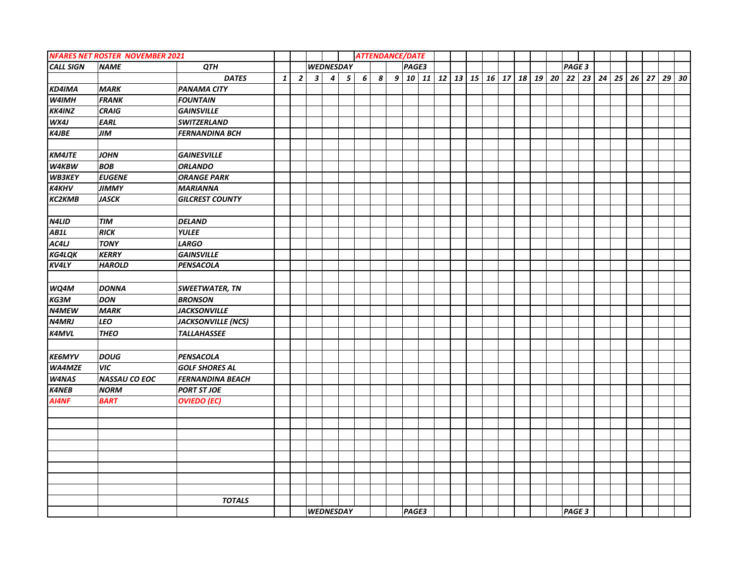| NFARES NET ROSTER NOVEMBER 2021 | | | | | | | | ATTENDANCE/DATE | | | | | | | | | | | | | | | | | | | | |
|---|---|---|---|---|---|---|---|---|---|---|---|---|---|---|---|---|---|---|---|---|---|---|---|---|---|---|---|---|
| CALL SIGN | NAME | QTH | | | WEDNESDAY | | | | | | PAGE3 | | | | | | | | | | | PAGE 3 | | | | | | | |
| | | DATES | 1 | 2 | 3 | 4 | 5 | 6 | 8 | 9 | 10 | 11 | 12 | 13 | 15 | 16 | 17 | 18 | 19 | 20 | 22 | 23 | 24 | 25 | 26 | 27 | 29 | 30 |
| KD4IMA | MARK | PANAMA CITY | | | | | | | | | | | | | | | | | | | | | | | | | | |
| W4IMH | FRANK | FOUNTAIN | | | | | | | | | | | | | | | | | | | | | | | | | | |
| KK4INZ | CRAIG | GAINSVILLE | | | | | | | | | | | | | | | | | | | | | | | | | | |
| WX4J | EARL | SWITZERLAND | | | | | | | | | | | | | | | | | | | | | | | | | | |
| K4JBE | JIM | FERNANDINA BCH | | | | | | | | | | | | | | | | | | | | | | | | | | |
| | | | | | | | | | | | | | | | | | | | | | | | | | | | | |
| KM4JTE | JOHN | GAINESVILLE | | | | | | | | | | | | | | | | | | | | | | | | | | |
| W4KBW | BOB | ORLANDO | | | | | | | | | | | | | | | | | | | | | | | | | | |
| WB3KEY | EUGENE | ORANGE PARK | | | | | | | | | | | | | | | | | | | | | | | | | | |
| K4KHV | JIMMY | MARIANNA | | | | | | | | | | | | | | | | | | | | | | | | | | |
| KC2KMB | JASCK | GILCREST COUNTY | | | | | | | | | | | | | | | | | | | | | | | | | | |
| | | | | | | | | | | | | | | | | | | | | | | | | | | | | |
| N4LID | TIM | DELAND | | | | | | | | | | | | | | | | | | | | | | | | | | |
| AB1L | RICK | YULEE | | | | | | | | | | | | | | | | | | | | | | | | | | |
| AC4LJ | TONY | LARGO | | | | | | | | | | | | | | | | | | | | | | | | | | |
| KG4LQK | KERRY | GAINSVILLE | | | | | | | | | | | | | | | | | | | | | | | | | | |
| KV4LY | HAROLD | PENSACOLA | | | | | | | | | | | | | | | | | | | | | | | | | | |
| | | | | | | | | | | | | | | | | | | | | | | | | | | | | |
| WQ4M | DONNA | SWEETWATER, TN | | | | | | | | | | | | | | | | | | | | | | | | | | |
| KG3M | DON | BRONSON | | | | | | | | | | | | | | | | | | | | | | | | | | |
| N4MEW | MARK | JACKSONVILLE | | | | | | | | | | | | | | | | | | | | | | | | | | |
| N4MRJ | LEO | JACKSONVILLE (NCS) | | | | | | | | | | | | | | | | | | | | | | | | | | |
| K4MVL | THEO | TALLAHASSEE | | | | | | | | | | | | | | | | | | | | | | | | | | |
| | | | | | | | | | | | | | | | | | | | | | | | | | | | | |
| KE6MYV | DOUG | PENSACOLA | | | | | | | | | | | | | | | | | | | | | | | | | | |
| WA4MZE | VIC | GOLF SHORES AL | | | | | | | | | | | | | | | | | | | | | | | | | | |
| W4NAS | NASSAU CO EOC | FERNANDINA BEACH | | | | | | | | | | | | | | | | | | | | | | | | | | |
| K4NEB | NORM | PORT ST JOE | | | | | | | | | | | | | | | | | | | | | | | | | | |
| AI4NF | BART | OVIEDO (EC) | | | | | | | | | | | | | | | | | | | | | | | | | | |
| | | | | | | | | | | | | | | | | | | | | | | | | | | | | |
| | | | | | | | | | | | | | | | | | | | | | | | | | | | | |
| | | | | | | | | | | | | | | | | | | | | | | | | | | | | |
| | | | | | | | | | | | | | | | | | | | | | | | | | | | | |
| | | | | | | | | | | | | | | | | | | | | | | | | | | | | |
| | | | | | | | | | | | | | | | | | | | | | | | | | | | | |
| | | | | | | | | | | | | | | | | | | | | | | | | | | | | |
| | | | | | | | | | | | | | | | | | | | | | | | | | | | | |
| | | TOTALS | | | | | | | | | | | | | | | | | | | | | | | | | | |
| | | | | | WEDNESDAY | | | | | | PAGE3 | | | | | | | | | | | PAGE 3 | | | | | | | |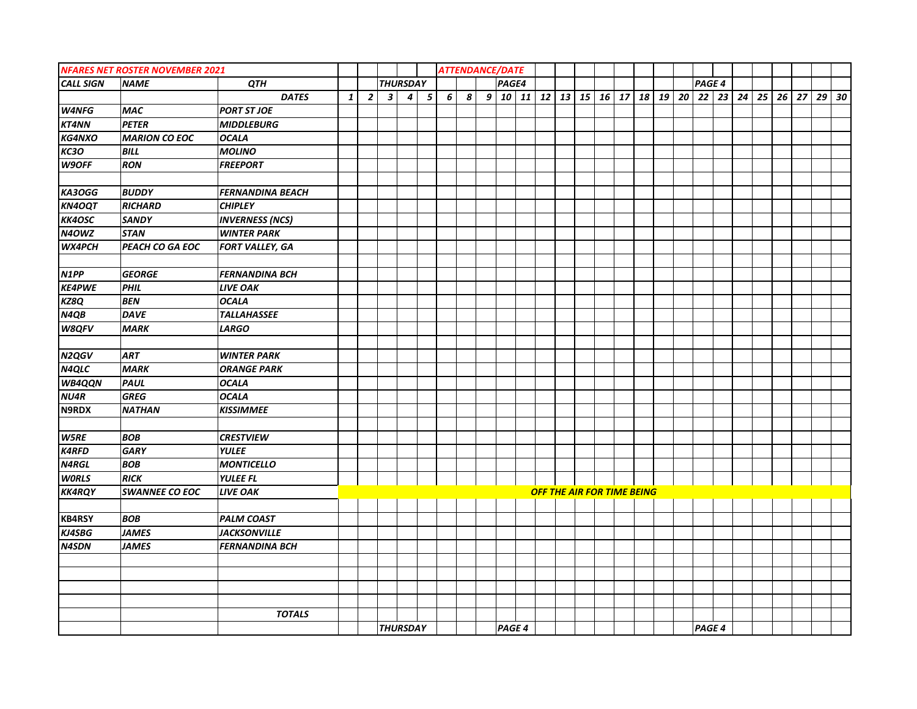| NFARES NET ROSTER NOVEMBER 2021 | | | | | | | | ATTENDANCE/DATE | | | | | | | | | | | | | | | | | | | | |
|---|---|---|---|---|---|---|---|---|---|---|---|---|---|---|---|---|---|---|---|---|---|---|---|---|---|---|---|---|
| CALL SIGN | NAME | QTH | | | THURSDAY | | | | | | PAGE4 | | | | | | | | | | PAGE 4 | | | | | | | |
| | | DATES | 1 | 2 | 3 | 4 | 5 | 6 | 8 | 9 | 10 | 11 | 12 | 13 | 15 | 16 | 17 | 18 | 19 | 20 | 22 | 23 | 24 | 25 | 26 | 27 | 29 | 30 |
| W4NFG | MAC | PORT ST JOE | | | | | | | | | | | | | | | | | | | | | | | | | | |
| KT4NN | PETER | MIDDLEBURG | | | | | | | | | | | | | | | | | | | | | | | | | | |
| KG4NXO | MARION CO EOC | OCALA | | | | | | | | | | | | | | | | | | | | | | | | | | |
| KC3O | BILL | MOLINO | | | | | | | | | | | | | | | | | | | | | | | | | | |
| W9OFF | RON | FREEPORT | | | | | | | | | | | | | | | | | | | | | | | | | | |
| | | | | | | | | | | | | | | | | | | | | | | | | | | | | |
| KA3OGG | BUDDY | FERNANDINA BEACH | | | | | | | | | | | | | | | | | | | | | | | | | | |
| KN4OQT | RICHARD | CHIPLEY | | | | | | | | | | | | | | | | | | | | | | | | | | |
| KK4OSC | SANDY | INVERNESS (NCS) | | | | | | | | | | | | | | | | | | | | | | | | | | |
| N4OWZ | STAN | WINTER PARK | | | | | | | | | | | | | | | | | | | | | | | | | | |
| WX4PCH | PEACH CO GA EOC | FORT VALLEY, GA | | | | | | | | | | | | | | | | | | | | | | | | | | |
| | | | | | | | | | | | | | | | | | | | | | | | | | | | | |
| N1PP | GEORGE | FERNANDINA BCH | | | | | | | | | | | | | | | | | | | | | | | | | | |
| KE4PWE | PHIL | LIVE OAK | | | | | | | | | | | | | | | | | | | | | | | | | | |
| KZ8Q | BEN | OCALA | | | | | | | | | | | | | | | | | | | | | | | | | | |
| N4QB | DAVE | TALLAHASSEE | | | | | | | | | | | | | | | | | | | | | | | | | | |
| W8QFV | MARK | LARGO | | | | | | | | | | | | | | | | | | | | | | | | | | |
| | | | | | | | | | | | | | | | | | | | | | | | | | | | | |
| N2QGV | ART | WINTER PARK | | | | | | | | | | | | | | | | | | | | | | | | | | |
| N4QLC | MARK | ORANGE PARK | | | | | | | | | | | | | | | | | | | | | | | | | | |
| WB4QQN | PAUL | OCALA | | | | | | | | | | | | | | | | | | | | | | | | | | |
| NU4R | GREG | OCALA | | | | | | | | | | | | | | | | | | | | | | | | | | |
| N9RDX | NATHAN | KISSIMMEE | | | | | | | | | | | | | | | | | | | | | | | | | | |
| | | | | | | | | | | | | | | | | | | | | | | | | | | | | |
| W5RE | BOB | CRESTVIEW | | | | | | | | | | | | | | | | | | | | | | | | | | |
| K4RFD | GARY | YULEE | | | | | | | | | | | | | | | | | | | | | | | | | | |
| N4RGL | BOB | MONTICELLO | | | | | | | | | | | | | | | | | | | | | | | | | | |
| W0RLS | RICK | YULEE FL | | | | | | | | | | | | | | | | | | | | | | | | | | |
| KK4RQY | SWANNEE CO EOC | LIVE OAK | | | | | | | | | | | OFF THE AIR FOR TIME BEING | | | | | | | | | | | | | | | |
| | | | | | | | | | | | | | | | | | | | | | | | | | | | | |
| KB4RSY | BOB | PALM COAST | | | | | | | | | | | | | | | | | | | | | | | | | | |
| KJ4SBG | JAMES | JACKSONVILLE | | | | | | | | | | | | | | | | | | | | | | | | | | |
| N4SDN | JAMES | FERNANDINA BCH | | | | | | | | | | | | | | | | | | | | | | | | | | |
| | | | | | | | | | | | | | | | | | | | | | | | | | | | | |
| | | | | | | | | | | | | | | | | | | | | | | | | | | | | |
| | | | | | | | | | | | | | | | | | | | | | | | | | | | | |
| | | | | | | | | | | | | | | | | | | | | | | | | | | | | |
| | | TOTALS | | | | | | | | | | | | | | | | | | | | | | | | | | |
| | | | | | THURSDAY | | | | | | PAGE 4 | | | | | | | | | | PAGE 4 | | | | | | | |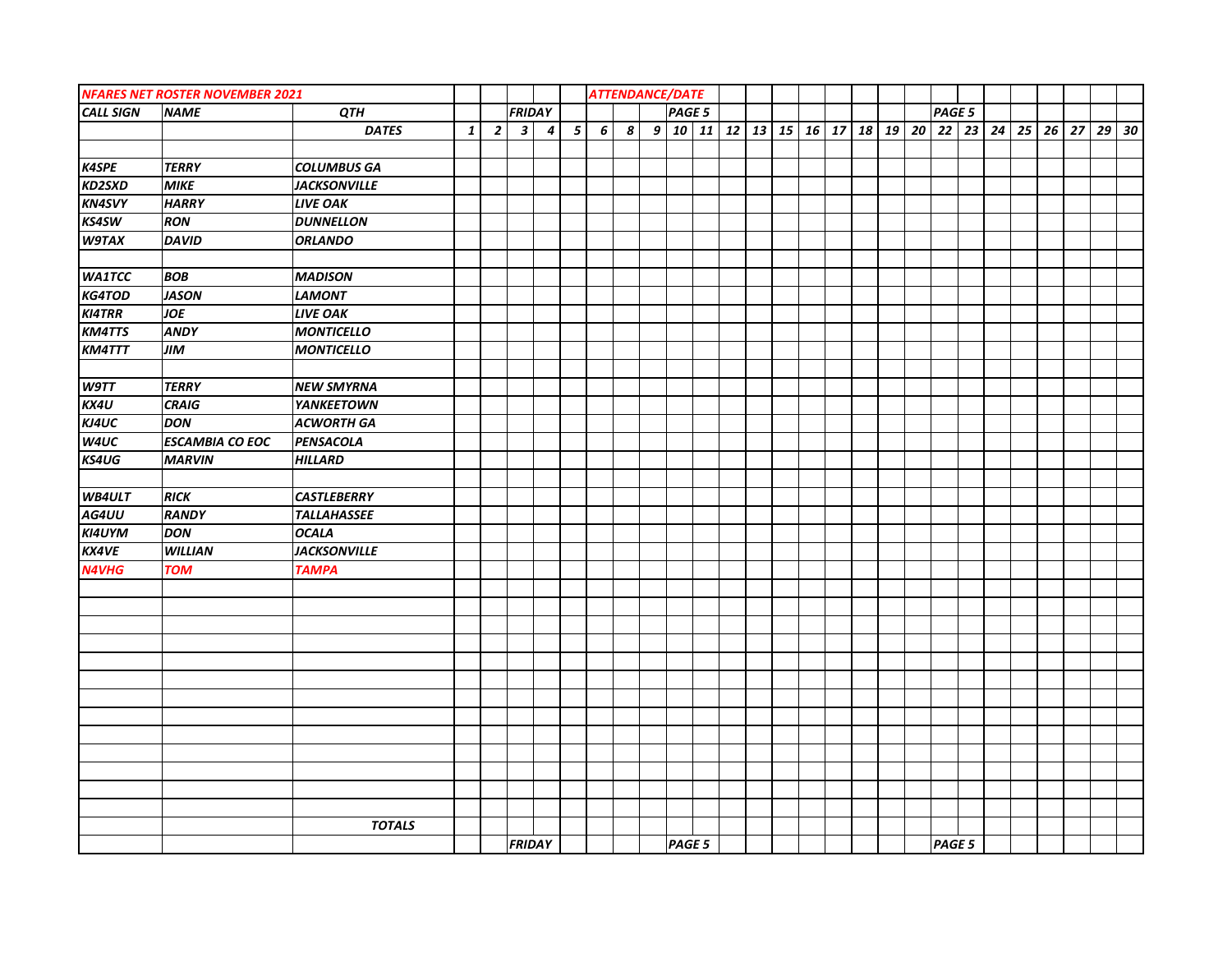| NFARES NET ROSTER NOVEMBER 2021 | | | | | | | | ATTENDANCE/DATE | | | | | | | | | | | | | | | | | | | | |
|---|---|---|---|---|---|---|---|---|---|---|---|---|---|---|---|---|---|---|---|---|---|---|---|---|---|---|---|---|
| CALL SIGN | NAME | QTH | | | FRIDAY | | | | | | PAGE 5 | | | | | | | | | | | PAGE 5 | | | | | | |
| | | DATES | 1 | 2 | 3 | 4 | 5 | 6 | 8 | 9 | 10 | 11 | 12 | 13 | 15 | 16 | 17 | 18 | 19 | 20 | 22 | 23 | 24 | 25 | 26 | 27 | 29 | 30 |
| | | | | | | | | | | | | | | | | | | | | | | | | | | | | |
| K4SPE | TERRY | COLUMBUS GA | | | | | | | | | | | | | | | | | | | | | | | | | | |
| KD2SXD | MIKE | JACKSONVILLE | | | | | | | | | | | | | | | | | | | | | | | | | | |
| KN4SVY | HARRY | LIVE OAK | | | | | | | | | | | | | | | | | | | | | | | | | | |
| KS4SW | RON | DUNNELLON | | | | | | | | | | | | | | | | | | | | | | | | | | |
| W9TAX | DAVID | ORLANDO | | | | | | | | | | | | | | | | | | | | | | | | | | |
| | | | | | | | | | | | | | | | | | | | | | | | | | | | | |
| WA1TCC | BOB | MADISON | | | | | | | | | | | | | | | | | | | | | | | | | | |
| KG4TOD | JASON | LAMONT | | | | | | | | | | | | | | | | | | | | | | | | | | |
| KI4TRR | JOE | LIVE OAK | | | | | | | | | | | | | | | | | | | | | | | | | | |
| KM4TTS | ANDY | MONTICELLO | | | | | | | | | | | | | | | | | | | | | | | | | | |
| KM4TTT | JIM | MONTICELLO | | | | | | | | | | | | | | | | | | | | | | | | | | |
| | | | | | | | | | | | | | | | | | | | | | | | | | | | | |
| W9TT | TERRY | NEW SMYRNA | | | | | | | | | | | | | | | | | | | | | | | | | | |
| KX4U | CRAIG | YANKEETOWN | | | | | | | | | | | | | | | | | | | | | | | | | | |
| KJ4UC | DON | ACWORTH GA | | | | | | | | | | | | | | | | | | | | | | | | | | |
| W4UC | ESCAMBIA CO EOC | PENSACOLA | | | | | | | | | | | | | | | | | | | | | | | | | | |
| KS4UG | MARVIN | HILLARD | | | | | | | | | | | | | | | | | | | | | | | | | | |
| | | | | | | | | | | | | | | | | | | | | | | | | | | | | |
| WB4ULT | RICK | CASTLEBERRY | | | | | | | | | | | | | | | | | | | | | | | | | | |
| AG4UU | RANDY | TALLAHASSEE | | | | | | | | | | | | | | | | | | | | | | | | | | |
| KI4UYM | DON | OCALA | | | | | | | | | | | | | | | | | | | | | | | | | | |
| KX4VE | WILLIAN | JACKSONVILLE | | | | | | | | | | | | | | | | | | | | | | | | | | |
| N4VHG | TOM | TAMPA | | | | | | | | | | | | | | | | | | | | | | | | | | |
| | | | | | | | | | | | | | | | | | | | | | | | | | | | | |
| | | TOTALS | | | | | | | | | | | | | | | | | | | | | | | | | | |
| | | | | | FRIDAY | | | | | | PAGE 5 | | | | | | | | | | | PAGE 5 | | | | | | |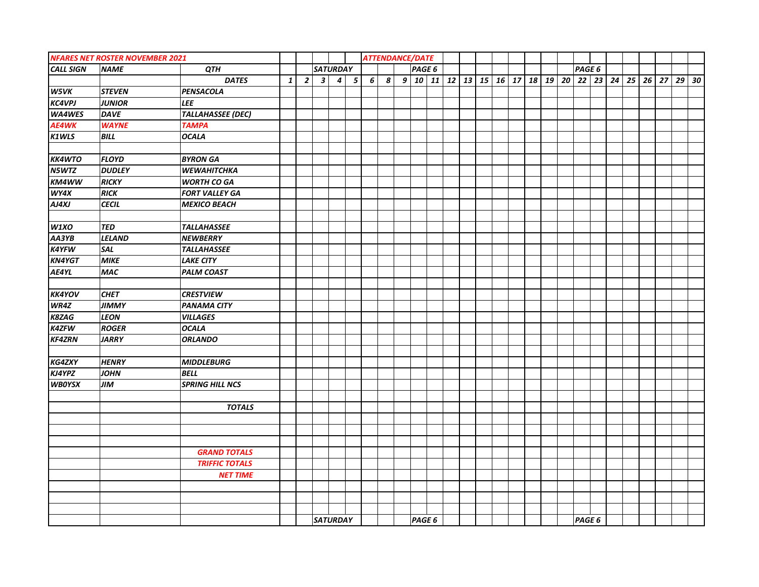| NFARES NET ROSTER NOVEMBER 2021 | | | | | | | | ATTENDANCE/DATE | | | | | | | | | | | | | | | | | | | | | | | |
|---|---|---|---|---|---|---|---|---|---|---|---|---|---|---|---|---|---|---|---|---|---|---|---|---|---|---|---|---|---|---|---|
| CALL SIGN | NAME | QTH | | | SATURDAY | | | | | | PAGE 6 | | | | | | | | | | | | PAGE 6 | | | | | | | | |
| | | DATES | 1 | 2 | 3 | 4 | 5 | 6 | 8 | 9 | 10 | 11 | 12 | 13 | 15 | 16 | 17 | 18 | 19 | 20 | 22 | 23 | 24 | 25 | 26 | 27 | 29 | 30 | | | |
| W5VK | STEVEN | PENSACOLA | | | | | | | | | | | | | | | | | | | | | | | | | | | | | |
| KC4VPJ | JUNIOR | LEE | | | | | | | | | | | | | | | | | | | | | | | | | | | | | |
| WA4WES | DAVE | TALLAHASSEE (DEC) | | | | | | | | | | | | | | | | | | | | | | | | | | | | | |
| AE4WK | WAYNE | TAMPA | | | | | | | | | | | | | | | | | | | | | | | | | | | | | |
| K1WLS | BILL | OCALA | | | | | | | | | | | | | | | | | | | | | | | | | | | | | |
| | | | | | | | | | | | | | | | | | | | | | | | | | | | | | | | |
| KK4WTO | FLOYD | BYRON GA | | | | | | | | | | | | | | | | | | | | | | | | | | | | | |
| N5WTZ | DUDLEY | WEWAHITCHKA | | | | | | | | | | | | | | | | | | | | | | | | | | | | | |
| KM4WW | RICKY | WORTH CO GA | | | | | | | | | | | | | | | | | | | | | | | | | | | | | |
| WY4X | RICK | FORT VALLEY GA | | | | | | | | | | | | | | | | | | | | | | | | | | | | | |
| AJ4XJ | CECIL | MEXICO BEACH | | | | | | | | | | | | | | | | | | | | | | | | | | | | | |
| | | | | | | | | | | | | | | | | | | | | | | | | | | | | | | | |
| W1XO | TED | TALLAHASSEE | | | | | | | | | | | | | | | | | | | | | | | | | | | | | |
| AA3YB | LELAND | NEWBERRY | | | | | | | | | | | | | | | | | | | | | | | | | | | | | |
| K4YFW | SAL | TALLAHASSEE | | | | | | | | | | | | | | | | | | | | | | | | | | | | | |
| KN4YGT | MIKE | LAKE CITY | | | | | | | | | | | | | | | | | | | | | | | | | | | | | |
| AE4YL | MAC | PALM COAST | | | | | | | | | | | | | | | | | | | | | | | | | | | | | |
| | | | | | | | | | | | | | | | | | | | | | | | | | | | | | | | |
| KK4YOV | CHET | CRESTVIEW | | | | | | | | | | | | | | | | | | | | | | | | | | | | | |
| WR4Z | JIMMY | PANAMA CITY | | | | | | | | | | | | | | | | | | | | | | | | | | | | | |
| K8ZAG | LEON | VILLAGES | | | | | | | | | | | | | | | | | | | | | | | | | | | | | |
| K4ZFW | ROGER | OCALA | | | | | | | | | | | | | | | | | | | | | | | | | | | | | |
| KF4ZRN | JARRY | ORLANDO | | | | | | | | | | | | | | | | | | | | | | | | | | | | | |
| | | | | | | | | | | | | | | | | | | | | | | | | | | | | | | | |
| KG4ZXY | HENRY | MIDDLEBURG | | | | | | | | | | | | | | | | | | | | | | | | | | | | | |
| KJ4YPZ | JOHN | BELL | | | | | | | | | | | | | | | | | | | | | | | | | | | | | |
| WB0YSX | JIM | SPRING HILL NCS | | | | | | | | | | | | | | | | | | | | | | | | | | | | | |
| | | | | | | | | | | | | | | | | | | | | | | | | | | | | | | | |
| | | TOTALS | | | | | | | | | | | | | | | | | | | | | | | | | | | | | |
| | | | | | | | | | | | | | | | | | | | | | | | | | | | | | | | |
| | | | | | | | | | | | | | | | | | | | | | | | | | | | | | | | |
| | | | | | | | | | | | | | | | | | | | | | | | | | | | | | | | |
| | | GRAND TOTALS | | | | | | | | | | | | | | | | | | | | | | | | | | | | | |
| | | TRIFFIC TOTALS | | | | | | | | | | | | | | | | | | | | | | | | | | | | | |
| | | NET TIME | | | | | | | | | | | | | | | | | | | | | | | | | | | | | |
| | | | | | | | | | | | | | | | | | | | | | | | | | | | | | | | |
| | | | | | | | | | | | | | | | | | | | | | | | | | | | | | | | |
| | | | | | | | | | | | | | | | | | | | | | | | | | | | | | | | |
| | | | | | SATURDAY | | | | | | PAGE 6 | | | | | | | | | | | | PAGE 6 | | | | | | | | |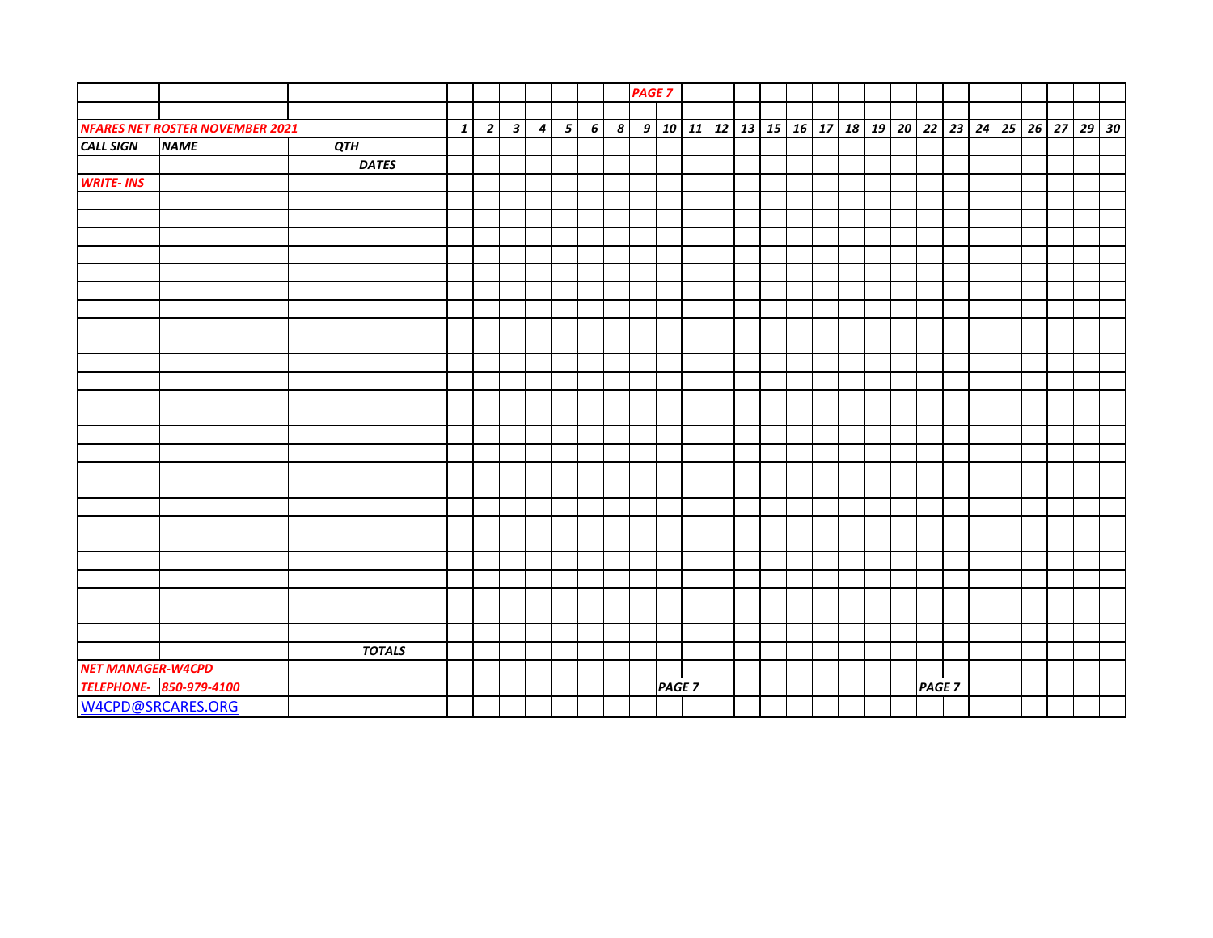| | | | | | | | | | | | | | | | | | | | | | | | | | | | |
|---|---|---|---|---|---|---|---|---|---|---|---|---|---|---|---|---|---|---|---|---|---|---|---|---|---|---|---|
| | | | | | | | | | | **PAGE 7** | | | | | | | | | | | | | | | | | |
| | | | | | | | | | | | | | | | | | | | | | | | | | | | |
| **NFARES NET ROSTER NOVEMBER 2021** | | | *1* | *2* | *3* | *4* | *5* | *6* | *8* | *9* | *10* | *11* | *12* | *13* | *15* | *16* | *17* | *18* | *19* | *20* | *22* | *23* | *24* | *25* | *26* | *27* | *29* | *30* |
| **CALL SIGN** | **NAME** | **QTH** | | | | | | | | | | | | | | | | | | | | | | | | | |
| | | **DATES** | | | | | | | | | | | | | | | | | | | | | | | | | |
| **WRITE- INS** | | | | | | | | | | | | | | | | | | | | | | | | | | | |
| | | | | | | | | | | | | | | | | | | | | | | | | | | | |
| | | | | | | | | | | | | | | | | | | | | | | | | | | | |
| | | | | | | | | | | | | | | | | | | | | | | | | | | | |
| | | | | | | | | | | | | | | | | | | | | | | | | | | | |
| | | | | | | | | | | | | | | | | | | | | | | | | | | | |
| | | | | | | | | | | | | | | | | | | | | | | | | | | | |
| | | | | | | | | | | | | | | | | | | | | | | | | | | | |
| | | | | | | | | | | | | | | | | | | | | | | | | | | | |
| | | | | | | | | | | | | | | | | | | | | | | | | | | | |
| | | | | | | | | | | | | | | | | | | | | | | | | | | | |
| | | | | | | | | | | | | | | | | | | | | | | | | | | | |
| | | | | | | | | | | | | | | | | | | | | | | | | | | | |
| | | | | | | | | | | | | | | | | | | | | | | | | | | | |
| | | | | | | | | | | | | | | | | | | | | | | | | | | | |
| | | | | | | | | | | | | | | | | | | | | | | | | | | | |
| | | | | | | | | | | | | | | | | | | | | | | | | | | | |
| | | | | | | | | | | | | | | | | | | | | | | | | | | | |
| | | | | | | | | | | | | | | | | | | | | | | | | | | | |
| | | | | | | | | | | | | | | | | | | | | | | | | | | | |
| | | | | | | | | | | | | | | | | | | | | | | | | | | | |
| | | | | | | | | | | | | | | | | | | | | | | | | | | | |
| | | | | | | | | | | | | | | | | | | | | | | | | | | | |
| | | | | | | | | | | | | | | | | | | | | | | | | | | | |
| | | | | | | | | | | | | | | | | | | | | | | | | | | | |
| | | | | | | | | | | | | | | | | | | | | | | | | | | | |
| | | **TOTALS** | | | | | | | | | | | | | | | | | | | | | | | | | |
| **NET MANAGER-W4CPD** | | | | | | | | | | | | | | | | | | | | | | | | | | | |
| **TELEPHONE-** | **850-979-4100** | | | | | | | | | | **PAGE 7** | | | | | | | | | | **PAGE 7** | | | | | | | |
| W4CPD@SRCARES.ORG | | | | | | | | | | | | | | | | | | | | | | | | | | | |